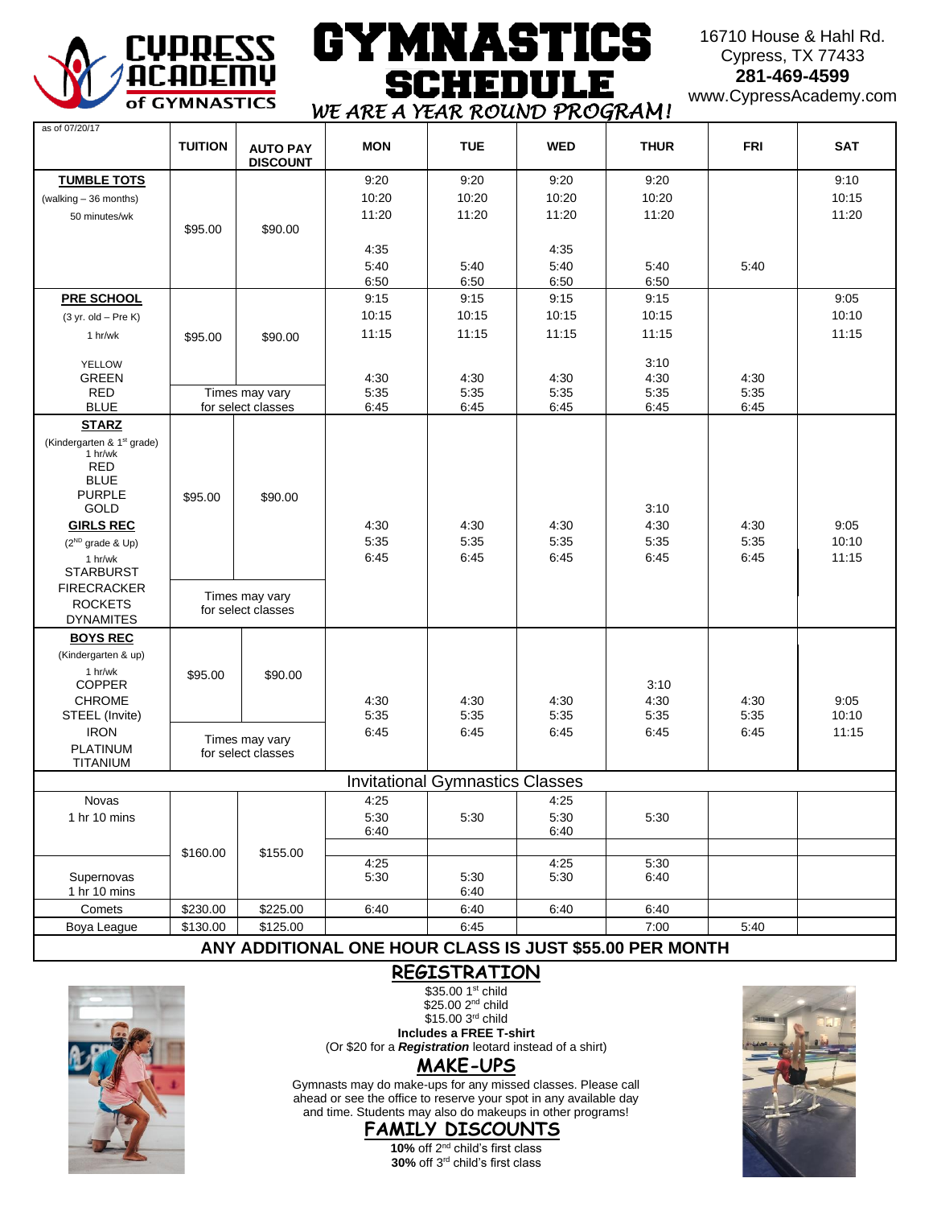# Cypress Academy of Gymnastics

# GYMNASTICS SCHEDULE

*WE ARE A YEAR ROUND PROGRAM!*

16710 House & Hahl Rd.
Cypress, TX 77433
**281-469-4599**
www.CypressAcademy.com

as of 07/20/17

| | TUITION | AUTO PAY DISCOUNT | MON | TUE | WED | THUR | FRI | SAT |
|---|---|---|---|---|---|---|---|---|
| **TUMBLE TOTS** (walking – 36 months) 50 minutes/wk | $95.00 | $90.00 | 9:20<br>10:20<br>11:20<br><br>4:35<br>5:40<br>6:50 | 9:20<br>10:20<br>11:20<br><br><br>5:40<br>6:50 | 9:20<br>10:20<br>11:20<br><br>4:35<br>5:40<br>6:50 | 9:20<br>10:20<br>11:20<br><br><br>5:40<br>6:50 | 5:40 | 9:10<br>10:15<br>11:20 |
| **PRE SCHOOL** (3 yr. old – Pre K) 1 hr/wk<br>YELLOW<br>GREEN<br>RED<br>BLUE | $95.00<br>Times may vary for select classes | $90.00 | 9:15<br>10:15<br>11:15<br><br>4:30<br>5:35<br>6:45 | 9:15<br>10:15<br>11:15<br><br>4:30<br>5:35<br>6:45 | 9:15<br>10:15<br>11:15<br><br>4:30<br>5:35<br>6:45 | 9:15<br>10:15<br>11:15<br>3:10<br>4:30<br>5:35<br>6:45 | 4:30<br>5:35<br>6:45 | 9:05<br>10:10<br>11:15 |
| **STARZ** (Kindergarten & 1st grade) 1 hr/wk<br>RED<br>BLUE<br>PURPLE<br>GOLD<br>**GIRLS REC** (2ND grade & Up) 1 hr/wk<br>STARBURST<br>FIRECRACKER<br>ROCKETS<br>DYNAMITES | $95.00<br>Times may vary for select classes | $90.00 | 4:30<br>5:35<br>6:45 | 4:30<br>5:35<br>6:45 | 4:30<br>5:35<br>6:45 | 3:10<br>4:30<br>5:35<br>6:45 | 4:30<br>5:35<br>6:45 | 9:05<br>10:10<br>11:15 |
| **BOYS REC** (Kindergarten & up) 1 hr/wk<br>COPPER<br>CHROME<br>STEEL (Invite)<br>IRON<br>PLATINUM<br>TITANIUM | $95.00<br>Times may vary for select classes | $90.00 | 4:30<br>5:35<br>6:45 | 4:30<br>5:35<br>6:45 | 4:30<br>5:35<br>6:45 | 3:10<br>4:30<br>5:35<br>6:45 | 4:30<br>5:35<br>6:45 | 9:05<br>10:10<br>11:15 |
| **Invitational Gymnastics Classes** | | | | | | | | |
| Novas 1 hr 10 mins | $160.00 | $155.00 | 4:25<br>5:30<br>6:40 | 5:30 | 4:25<br>5:30<br>6:40 | 5:30 | | |
| Supernovas 1 hr 10 mins | $160.00 | $155.00 | 4:25<br>5:30 | 5:30<br>6:40 | 4:25<br>5:30 | 5:30<br>6:40 | | |
| Comets | $230.00 | $225.00 | 6:40 | 6:40 | 6:40 | 6:40 | | |
| Boya League | $130.00 | $125.00 | | 6:45 | | 7:00 | 5:40 | |

**ANY ADDITIONAL ONE HOUR CLASS IS JUST $55.00 PER MONTH**

## REGISTRATION

$35.00 1st child
$25.00 2nd child
$15.00 3rd child
**Includes a FREE T-shirt**
(Or $20 for a ***Registration*** leotard instead of a shirt)

## MAKE-UPS

Gymnasts may do make-ups for any missed classes. Please call ahead or see the office to reserve your spot in any available day and time. Students may also do makeups in other programs!

## FAMILY DISCOUNTS

**10%** off 2nd child's first class
**30%** off 3rd child's first class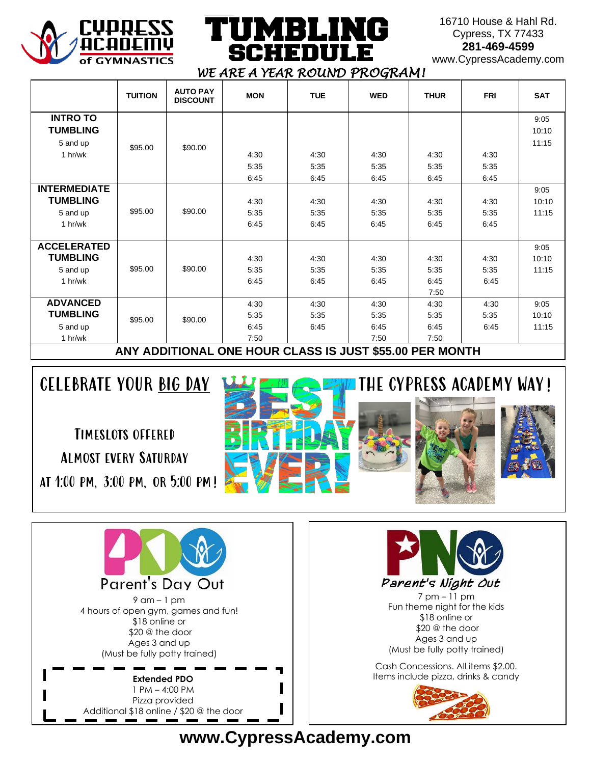# CYPRESS ACADEMY of GYMNASTICS

# TUMBLING SCHEDULE

16710 House & Hahl Rd.
Cypress, TX 77433
**281-469-4599**
www.CypressAcademy.com

*WE ARE A YEAR ROUND PROGRAM!*

| | TUITION | AUTO PAY DISCOUNT | MON | TUE | WED | THUR | FRI | SAT |
|---|---|---|---|---|---|---|---|---|
| **INTRO TO TUMBLING** 5 and up 1 hr/wk | $95.00 | $90.00 | 4:30 5:35 6:45 | 4:30 5:35 6:45 | 4:30 5:35 6:45 | 4:30 5:35 6:45 | 4:30 5:35 6:45 | 9:05 10:10 11:15 |
| **INTERMEDIATE TUMBLING** 5 and up 1 hr/wk | $95.00 | $90.00 | 4:30 5:35 6:45 | 4:30 5:35 6:45 | 4:30 5:35 6:45 | 4:30 5:35 6:45 | 4:30 5:35 6:45 | 9:05 10:10 11:15 |
| **ACCELERATED TUMBLING** 5 and up 1 hr/wk | $95.00 | $90.00 | 4:30 5:35 6:45 | 4:30 5:35 6:45 | 4:30 5:35 6:45 | 4:30 5:35 6:45 7:50 | 4:30 5:35 6:45 | 9:05 10:10 11:15 |
| **ADVANCED TUMBLING** 5 and up 1 hr/wk | $95.00 | $90.00 | 4:30 5:35 6:45 7:50 | 4:30 5:35 6:45 | 4:30 5:35 6:45 7:50 | 4:30 5:35 6:45 7:50 | 4:30 5:35 6:45 | 9:05 10:10 11:15 |

**ANY ADDITIONAL ONE HOUR CLASS IS JUST $55.00 PER MONTH**

## CELEBRATE YOUR BIG DAY — BEST BIRTHDAY EVER! — THE CYPRESS ACADEMY WAY!

TIMESLOTS OFFERED
ALMOST EVERY SATURDAY
AT 1:00 PM, 3:00 PM, OR 5:00 PM!

## PDO — Parent's Day Out

9 am – 1 pm
4 hours of open gym, games and fun!
$18 online or
$20 @ the door
Ages 3 and up
(Must be fully potty trained)

**Extended PDO**
1 PM – 4:00 PM
Pizza provided
Additional $18 online / $20 @ the door

## PNO — Parent's Night Out

7 pm – 11 pm
Fun theme night for the kids
$18 online or
$20 @ the door
Ages 3 and up
(Must be fully potty trained)

Cash Concessions. All items $2.00.
Items include pizza, drinks & candy

**www.CypressAcademy.com**